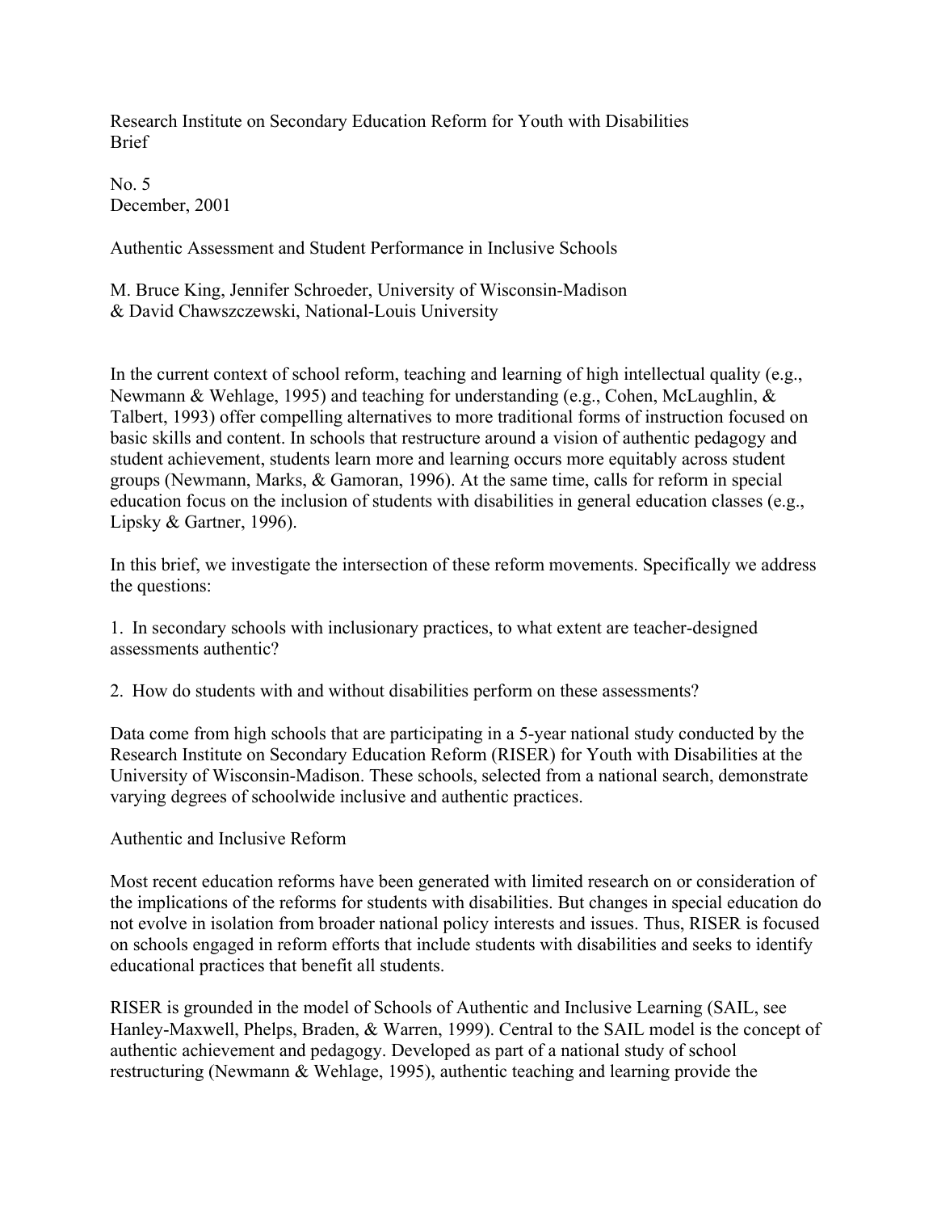Research Institute on Secondary Education Reform for Youth with Disabilities
Brief

No. 5
December, 2001

# Authentic Assessment and Student Performance in Inclusive Schools

M. Bruce King, Jennifer Schroeder, University of Wisconsin-Madison
& David Chawszczewski, National-Louis University

In the current context of school reform, teaching and learning of high intellectual quality (e.g., Newmann & Wehlage, 1995) and teaching for understanding (e.g., Cohen, McLaughlin, & Talbert, 1993) offer compelling alternatives to more traditional forms of instruction focused on basic skills and content. In schools that restructure around a vision of authentic pedagogy and student achievement, students learn more and learning occurs more equitably across student groups (Newmann, Marks, & Gamoran, 1996). At the same time, calls for reform in special education focus on the inclusion of students with disabilities in general education classes (e.g., Lipsky & Gartner, 1996).

In this brief, we investigate the intersection of these reform movements. Specifically we address the questions:

1. In secondary schools with inclusionary practices, to what extent are teacher-designed assessments authentic?

2. How do students with and without disabilities perform on these assessments?

Data come from high schools that are participating in a 5-year national study conducted by the Research Institute on Secondary Education Reform (RISER) for Youth with Disabilities at the University of Wisconsin-Madison. These schools, selected from a national search, demonstrate varying degrees of schoolwide inclusive and authentic practices.

## Authentic and Inclusive Reform

Most recent education reforms have been generated with limited research on or consideration of the implications of the reforms for students with disabilities. But changes in special education do not evolve in isolation from broader national policy interests and issues. Thus, RISER is focused on schools engaged in reform efforts that include students with disabilities and seeks to identify educational practices that benefit all students.

RISER is grounded in the model of Schools of Authentic and Inclusive Learning (SAIL, see Hanley-Maxwell, Phelps, Braden, & Warren, 1999). Central to the SAIL model is the concept of authentic achievement and pedagogy. Developed as part of a national study of school restructuring (Newmann & Wehlage, 1995), authentic teaching and learning provide the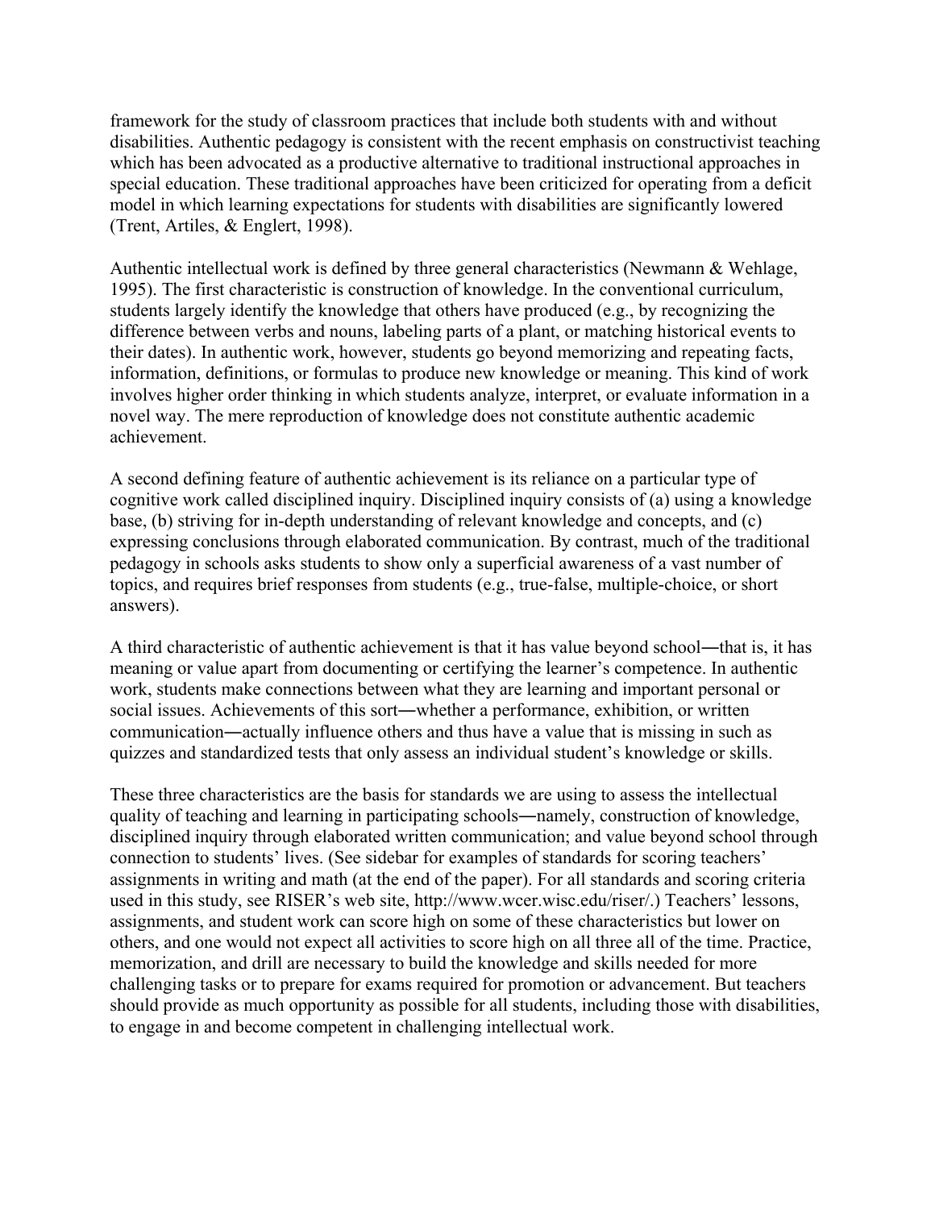framework for the study of classroom practices that include both students with and without disabilities. Authentic pedagogy is consistent with the recent emphasis on constructivist teaching which has been advocated as a productive alternative to traditional instructional approaches in special education. These traditional approaches have been criticized for operating from a deficit model in which learning expectations for students with disabilities are significantly lowered (Trent, Artiles, & Englert, 1998).

Authentic intellectual work is defined by three general characteristics (Newmann & Wehlage, 1995). The first characteristic is construction of knowledge. In the conventional curriculum, students largely identify the knowledge that others have produced (e.g., by recognizing the difference between verbs and nouns, labeling parts of a plant, or matching historical events to their dates). In authentic work, however, students go beyond memorizing and repeating facts, information, definitions, or formulas to produce new knowledge or meaning. This kind of work involves higher order thinking in which students analyze, interpret, or evaluate information in a novel way. The mere reproduction of knowledge does not constitute authentic academic achievement.

A second defining feature of authentic achievement is its reliance on a particular type of cognitive work called disciplined inquiry. Disciplined inquiry consists of (a) using a knowledge base, (b) striving for in-depth understanding of relevant knowledge and concepts, and (c) expressing conclusions through elaborated communication. By contrast, much of the traditional pedagogy in schools asks students to show only a superficial awareness of a vast number of topics, and requires brief responses from students (e.g., true-false, multiple-choice, or short answers).

A third characteristic of authentic achievement is that it has value beyond school―that is, it has meaning or value apart from documenting or certifying the learner's competence. In authentic work, students make connections between what they are learning and important personal or social issues. Achievements of this sort―whether a performance, exhibition, or written communication―actually influence others and thus have a value that is missing in such as quizzes and standardized tests that only assess an individual student's knowledge or skills.

These three characteristics are the basis for standards we are using to assess the intellectual quality of teaching and learning in participating schools―namely, construction of knowledge, disciplined inquiry through elaborated written communication; and value beyond school through connection to students' lives. (See sidebar for examples of standards for scoring teachers' assignments in writing and math (at the end of the paper). For all standards and scoring criteria used in this study, see RISER's web site, http://www.wcer.wisc.edu/riser/.) Teachers' lessons, assignments, and student work can score high on some of these characteristics but lower on others, and one would not expect all activities to score high on all three all of the time. Practice, memorization, and drill are necessary to build the knowledge and skills needed for more challenging tasks or to prepare for exams required for promotion or advancement. But teachers should provide as much opportunity as possible for all students, including those with disabilities, to engage in and become competent in challenging intellectual work.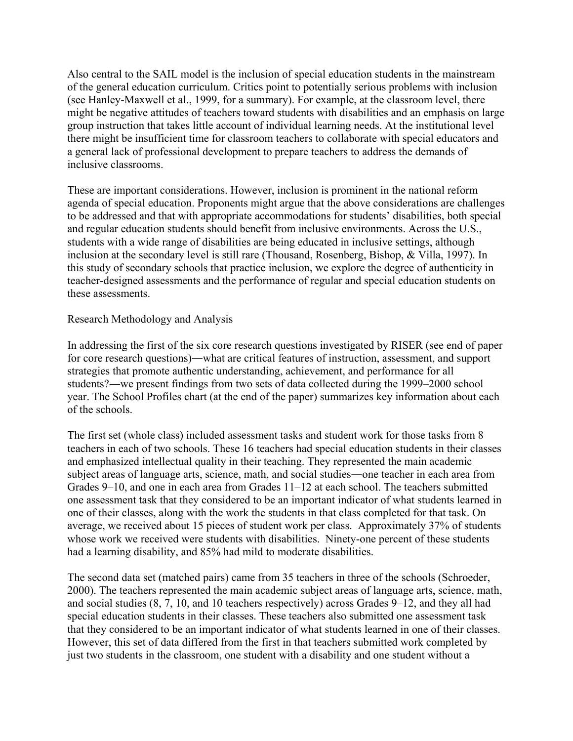Also central to the SAIL model is the inclusion of special education students in the mainstream of the general education curriculum. Critics point to potentially serious problems with inclusion (see Hanley-Maxwell et al., 1999, for a summary). For example, at the classroom level, there might be negative attitudes of teachers toward students with disabilities and an emphasis on large group instruction that takes little account of individual learning needs. At the institutional level there might be insufficient time for classroom teachers to collaborate with special educators and a general lack of professional development to prepare teachers to address the demands of inclusive classrooms.

These are important considerations. However, inclusion is prominent in the national reform agenda of special education. Proponents might argue that the above considerations are challenges to be addressed and that with appropriate accommodations for students' disabilities, both special and regular education students should benefit from inclusive environments. Across the U.S., students with a wide range of disabilities are being educated in inclusive settings, although inclusion at the secondary level is still rare (Thousand, Rosenberg, Bishop, & Villa, 1997). In this study of secondary schools that practice inclusion, we explore the degree of authenticity in teacher-designed assessments and the performance of regular and special education students on these assessments.

## Research Methodology and Analysis

In addressing the first of the six core research questions investigated by RISER (see end of paper for core research questions)―what are critical features of instruction, assessment, and support strategies that promote authentic understanding, achievement, and performance for all students?―we present findings from two sets of data collected during the 1999–2000 school year. The School Profiles chart (at the end of the paper) summarizes key information about each of the schools.

The first set (whole class) included assessment tasks and student work for those tasks from 8 teachers in each of two schools. These 16 teachers had special education students in their classes and emphasized intellectual quality in their teaching. They represented the main academic subject areas of language arts, science, math, and social studies―one teacher in each area from Grades 9–10, and one in each area from Grades 11–12 at each school. The teachers submitted one assessment task that they considered to be an important indicator of what students learned in one of their classes, along with the work the students in that class completed for that task. On average, we received about 15 pieces of student work per class. Approximately 37% of students whose work we received were students with disabilities. Ninety-one percent of these students had a learning disability, and 85% had mild to moderate disabilities.

The second data set (matched pairs) came from 35 teachers in three of the schools (Schroeder, 2000). The teachers represented the main academic subject areas of language arts, science, math, and social studies (8, 7, 10, and 10 teachers respectively) across Grades 9–12, and they all had special education students in their classes. These teachers also submitted one assessment task that they considered to be an important indicator of what students learned in one of their classes. However, this set of data differed from the first in that teachers submitted work completed by just two students in the classroom, one student with a disability and one student without a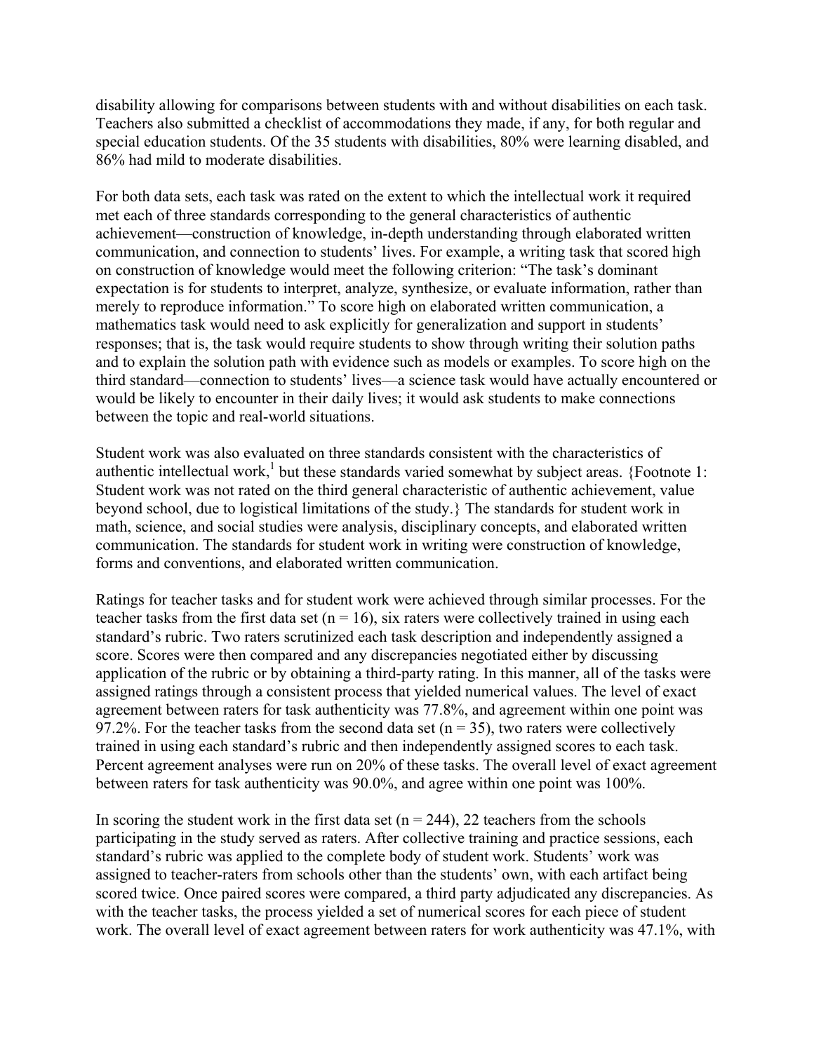disability allowing for comparisons between students with and without disabilities on each task. Teachers also submitted a checklist of accommodations they made, if any, for both regular and special education students. Of the 35 students with disabilities, 80% were learning disabled, and 86% had mild to moderate disabilities.

For both data sets, each task was rated on the extent to which the intellectual work it required met each of three standards corresponding to the general characteristics of authentic achievement—construction of knowledge, in-depth understanding through elaborated written communication, and connection to students' lives. For example, a writing task that scored high on construction of knowledge would meet the following criterion: "The task's dominant expectation is for students to interpret, analyze, synthesize, or evaluate information, rather than merely to reproduce information." To score high on elaborated written communication, a mathematics task would need to ask explicitly for generalization and support in students' responses; that is, the task would require students to show through writing their solution paths and to explain the solution path with evidence such as models or examples. To score high on the third standard—connection to students' lives—a science task would have actually encountered or would be likely to encounter in their daily lives; it would ask students to make connections between the topic and real-world situations.

Student work was also evaluated on three standards consistent with the characteristics of authentic intellectual work,[1] but these standards varied somewhat by subject areas. {Footnote 1: Student work was not rated on the third general characteristic of authentic achievement, value beyond school, due to logistical limitations of the study.} The standards for student work in math, science, and social studies were analysis, disciplinary concepts, and elaborated written communication. The standards for student work in writing were construction of knowledge, forms and conventions, and elaborated written communication.

Ratings for teacher tasks and for student work were achieved through similar processes. For the teacher tasks from the first data set (n = 16), six raters were collectively trained in using each standard's rubric. Two raters scrutinized each task description and independently assigned a score. Scores were then compared and any discrepancies negotiated either by discussing application of the rubric or by obtaining a third-party rating. In this manner, all of the tasks were assigned ratings through a consistent process that yielded numerical values. The level of exact agreement between raters for task authenticity was 77.8%, and agreement within one point was 97.2%. For the teacher tasks from the second data set (n = 35), two raters were collectively trained in using each standard's rubric and then independently assigned scores to each task. Percent agreement analyses were run on 20% of these tasks. The overall level of exact agreement between raters for task authenticity was 90.0%, and agree within one point was 100%.

In scoring the student work in the first data set (n = 244), 22 teachers from the schools participating in the study served as raters. After collective training and practice sessions, each standard's rubric was applied to the complete body of student work. Students' work was assigned to teacher-raters from schools other than the students' own, with each artifact being scored twice. Once paired scores were compared, a third party adjudicated any discrepancies. As with the teacher tasks, the process yielded a set of numerical scores for each piece of student work. The overall level of exact agreement between raters for work authenticity was 47.1%, with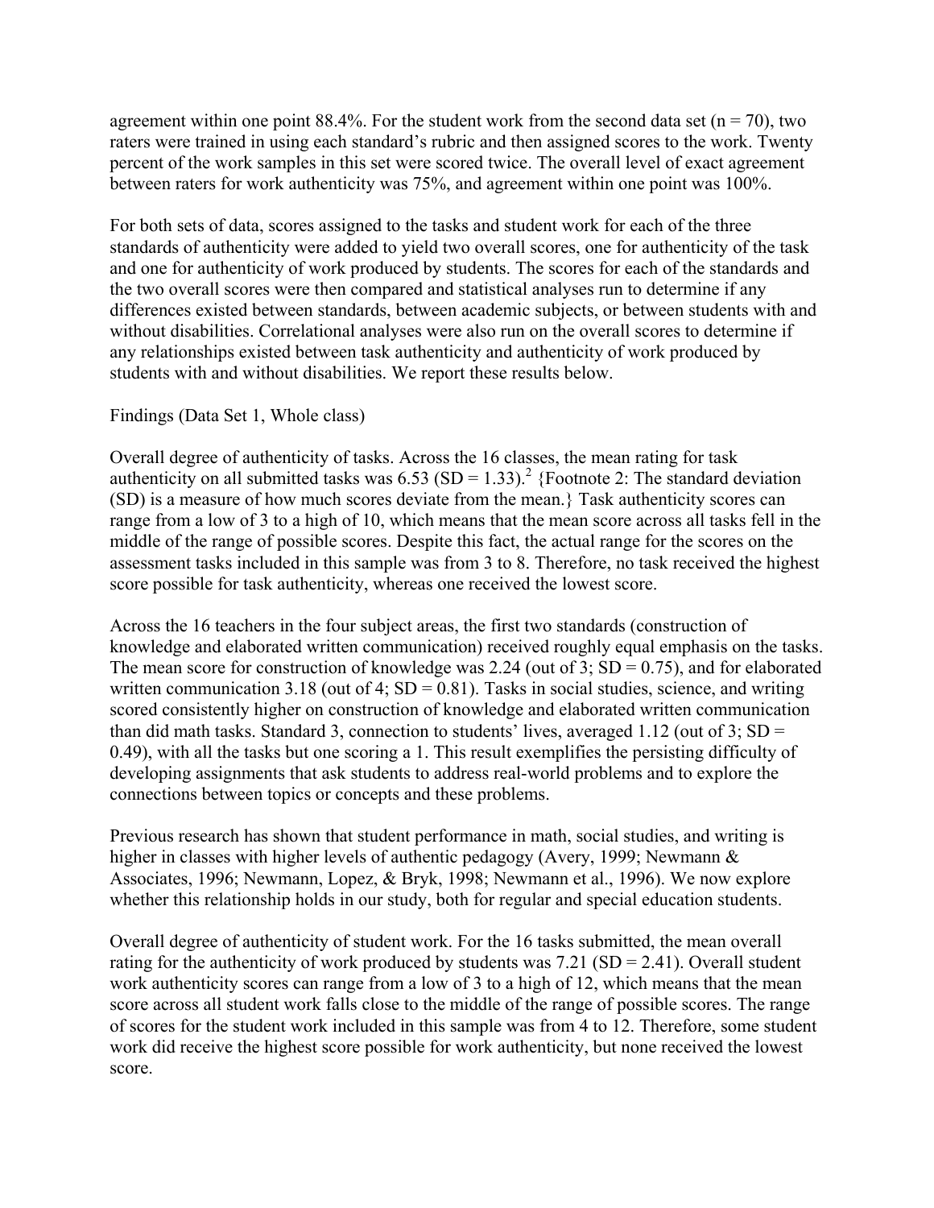agreement within one point 88.4%. For the student work from the second data set (n = 70), two raters were trained in using each standard's rubric and then assigned scores to the work. Twenty percent of the work samples in this set were scored twice. The overall level of exact agreement between raters for work authenticity was 75%, and agreement within one point was 100%.

For both sets of data, scores assigned to the tasks and student work for each of the three standards of authenticity were added to yield two overall scores, one for authenticity of the task and one for authenticity of work produced by students. The scores for each of the standards and the two overall scores were then compared and statistical analyses run to determine if any differences existed between standards, between academic subjects, or between students with and without disabilities. Correlational analyses were also run on the overall scores to determine if any relationships existed between task authenticity and authenticity of work produced by students with and without disabilities. We report these results below.

Findings (Data Set 1, Whole class)

Overall degree of authenticity of tasks. Across the 16 classes, the mean rating for task authenticity on all submitted tasks was 6.53 (SD = 1.33).[2] {Footnote 2: The standard deviation (SD) is a measure of how much scores deviate from the mean.} Task authenticity scores can range from a low of 3 to a high of 10, which means that the mean score across all tasks fell in the middle of the range of possible scores. Despite this fact, the actual range for the scores on the assessment tasks included in this sample was from 3 to 8. Therefore, no task received the highest score possible for task authenticity, whereas one received the lowest score.

Across the 16 teachers in the four subject areas, the first two standards (construction of knowledge and elaborated written communication) received roughly equal emphasis on the tasks. The mean score for construction of knowledge was 2.24 (out of 3; SD = 0.75), and for elaborated written communication 3.18 (out of 4; SD = 0.81). Tasks in social studies, science, and writing scored consistently higher on construction of knowledge and elaborated written communication than did math tasks. Standard 3, connection to students' lives, averaged 1.12 (out of 3; SD = 0.49), with all the tasks but one scoring a 1. This result exemplifies the persisting difficulty of developing assignments that ask students to address real-world problems and to explore the connections between topics or concepts and these problems.

Previous research has shown that student performance in math, social studies, and writing is higher in classes with higher levels of authentic pedagogy (Avery, 1999; Newmann & Associates, 1996; Newmann, Lopez, & Bryk, 1998; Newmann et al., 1996). We now explore whether this relationship holds in our study, both for regular and special education students.

Overall degree of authenticity of student work. For the 16 tasks submitted, the mean overall rating for the authenticity of work produced by students was 7.21 (SD = 2.41). Overall student work authenticity scores can range from a low of 3 to a high of 12, which means that the mean score across all student work falls close to the middle of the range of possible scores. The range of scores for the student work included in this sample was from 4 to 12. Therefore, some student work did receive the highest score possible for work authenticity, but none received the lowest score.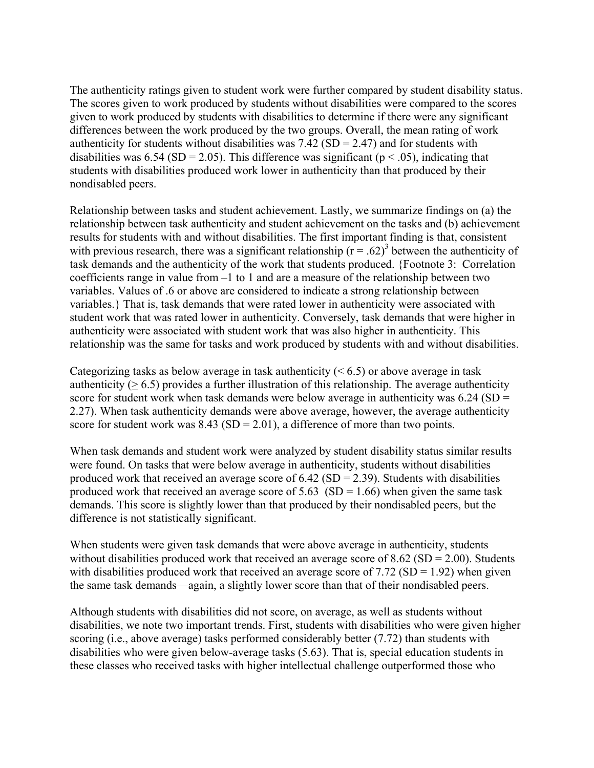The authenticity ratings given to student work were further compared by student disability status. The scores given to work produced by students without disabilities were compared to the scores given to work produced by students with disabilities to determine if there were any significant differences between the work produced by the two groups. Overall, the mean rating of work authenticity for students without disabilities was 7.42 (SD = 2.47) and for students with disabilities was 6.54 (SD = 2.05). This difference was significant ($p < .05$), indicating that students with disabilities produced work lower in authenticity than that produced by their nondisabled peers.

Relationship between tasks and student achievement. Lastly, we summarize findings on (a) the relationship between task authenticity and student achievement on the tasks and (b) achievement results for students with and without disabilities. The first important finding is that, consistent with previous research, there was a significant relationship ($r = .62$)[3] between the authenticity of task demands and the authenticity of the work that students produced. {Footnote 3: Correlation coefficients range in value from –1 to 1 and are a measure of the relationship between two variables. Values of .6 or above are considered to indicate a strong relationship between variables.} That is, task demands that were rated lower in authenticity were associated with student work that was rated lower in authenticity. Conversely, task demands that were higher in authenticity were associated with student work that was also higher in authenticity. This relationship was the same for tasks and work produced by students with and without disabilities.

Categorizing tasks as below average in task authenticity ($< 6.5$) or above average in task authenticity ($\geq 6.5$) provides a further illustration of this relationship. The average authenticity score for student work when task demands were below average in authenticity was 6.24 (SD = 2.27). When task authenticity demands were above average, however, the average authenticity score for student work was 8.43 (SD = 2.01), a difference of more than two points.

When task demands and student work were analyzed by student disability status similar results were found. On tasks that were below average in authenticity, students without disabilities produced work that received an average score of 6.42 (SD = 2.39). Students with disabilities produced work that received an average score of 5.63 (SD = 1.66) when given the same task demands. This score is slightly lower than that produced by their nondisabled peers, but the difference is not statistically significant.

When students were given task demands that were above average in authenticity, students without disabilities produced work that received an average score of 8.62 (SD = 2.00). Students with disabilities produced work that received an average score of 7.72 (SD = 1.92) when given the same task demands—again, a slightly lower score than that of their nondisabled peers.

Although students with disabilities did not score, on average, as well as students without disabilities, we note two important trends. First, students with disabilities who were given higher scoring (i.e., above average) tasks performed considerably better (7.72) than students with disabilities who were given below-average tasks (5.63). That is, special education students in these classes who received tasks with higher intellectual challenge outperformed those who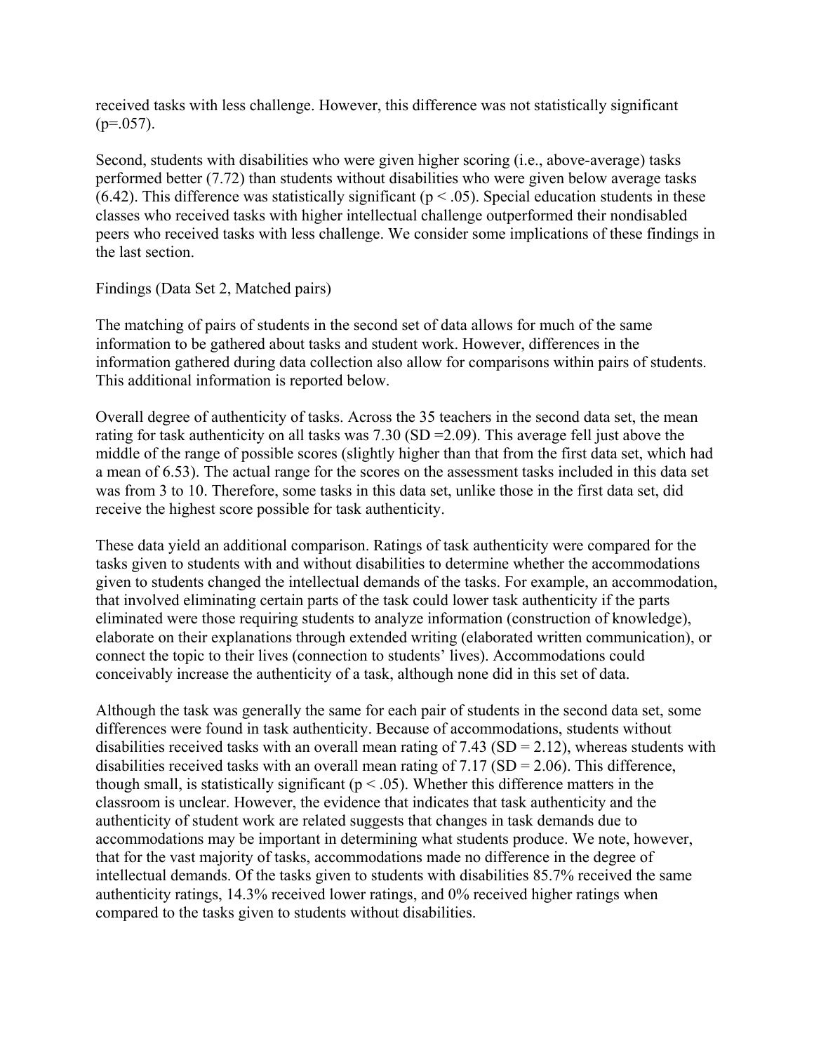received tasks with less challenge. However, this difference was not statistically significant ($p=.057$).

Second, students with disabilities who were given higher scoring (i.e., above-average) tasks performed better (7.72) than students without disabilities who were given below average tasks (6.42). This difference was statistically significant ($p < .05$). Special education students in these classes who received tasks with higher intellectual challenge outperformed their nondisabled peers who received tasks with less challenge. We consider some implications of these findings in the last section.

Findings (Data Set 2, Matched pairs)

The matching of pairs of students in the second set of data allows for much of the same information to be gathered about tasks and student work. However, differences in the information gathered during data collection also allow for comparisons within pairs of students. This additional information is reported below.

Overall degree of authenticity of tasks. Across the 35 teachers in the second data set, the mean rating for task authenticity on all tasks was 7.30 ($SD = 2.09$). This average fell just above the middle of the range of possible scores (slightly higher than that from the first data set, which had a mean of 6.53). The actual range for the scores on the assessment tasks included in this data set was from 3 to 10. Therefore, some tasks in this data set, unlike those in the first data set, did receive the highest score possible for task authenticity.

These data yield an additional comparison. Ratings of task authenticity were compared for the tasks given to students with and without disabilities to determine whether the accommodations given to students changed the intellectual demands of the tasks. For example, an accommodation, that involved eliminating certain parts of the task could lower task authenticity if the parts eliminated were those requiring students to analyze information (construction of knowledge), elaborate on their explanations through extended writing (elaborated written communication), or connect the topic to their lives (connection to students' lives). Accommodations could conceivably increase the authenticity of a task, although none did in this set of data.

Although the task was generally the same for each pair of students in the second data set, some differences were found in task authenticity. Because of accommodations, students without disabilities received tasks with an overall mean rating of 7.43 ($SD = 2.12$), whereas students with disabilities received tasks with an overall mean rating of 7.17 ($SD = 2.06$). This difference, though small, is statistically significant ($p < .05$). Whether this difference matters in the classroom is unclear. However, the evidence that indicates that task authenticity and the authenticity of student work are related suggests that changes in task demands due to accommodations may be important in determining what students produce. We note, however, that for the vast majority of tasks, accommodations made no difference in the degree of intellectual demands. Of the tasks given to students with disabilities 85.7% received the same authenticity ratings, 14.3% received lower ratings, and 0% received higher ratings when compared to the tasks given to students without disabilities.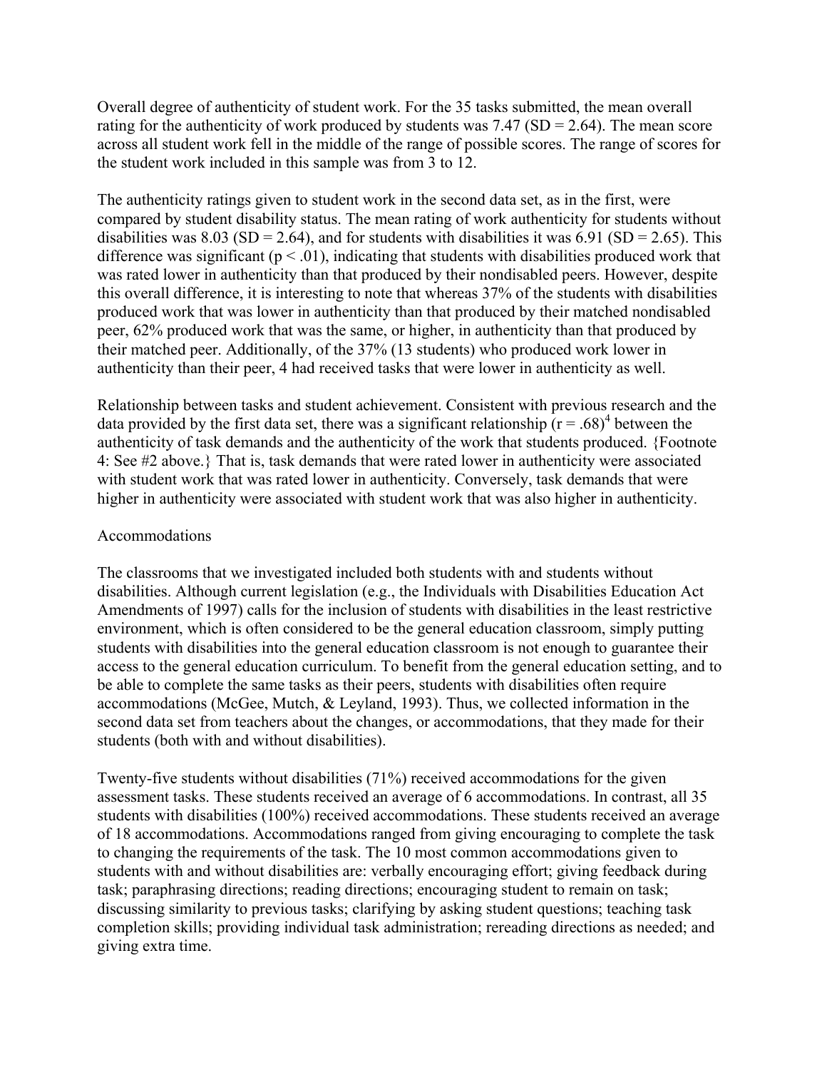Overall degree of authenticity of student work. For the 35 tasks submitted, the mean overall rating for the authenticity of work produced by students was 7.47 ($SD = 2.64$). The mean score across all student work fell in the middle of the range of possible scores. The range of scores for the student work included in this sample was from 3 to 12.

The authenticity ratings given to student work in the second data set, as in the first, were compared by student disability status. The mean rating of work authenticity for students without disabilities was 8.03 ($SD = 2.64$), and for students with disabilities it was 6.91 ($SD = 2.65$). This difference was significant ($p < .01$), indicating that students with disabilities produced work that was rated lower in authenticity than that produced by their nondisabled peers. However, despite this overall difference, it is interesting to note that whereas 37% of the students with disabilities produced work that was lower in authenticity than that produced by their matched nondisabled peer, 62% produced work that was the same, or higher, in authenticity than that produced by their matched peer. Additionally, of the 37% (13 students) who produced work lower in authenticity than their peer, 4 had received tasks that were lower in authenticity as well.

Relationship between tasks and student achievement. Consistent with previous research and the data provided by the first data set, there was a significant relationship ($r = .68$)[4] between the authenticity of task demands and the authenticity of the work that students produced. {Footnote 4: See #2 above.} That is, task demands that were rated lower in authenticity were associated with student work that was rated lower in authenticity. Conversely, task demands that were higher in authenticity were associated with student work that was also higher in authenticity.

Accommodations

The classrooms that we investigated included both students with and students without disabilities. Although current legislation (e.g., the Individuals with Disabilities Education Act Amendments of 1997) calls for the inclusion of students with disabilities in the least restrictive environment, which is often considered to be the general education classroom, simply putting students with disabilities into the general education classroom is not enough to guarantee their access to the general education curriculum. To benefit from the general education setting, and to be able to complete the same tasks as their peers, students with disabilities often require accommodations (McGee, Mutch, & Leyland, 1993). Thus, we collected information in the second data set from teachers about the changes, or accommodations, that they made for their students (both with and without disabilities).

Twenty-five students without disabilities (71%) received accommodations for the given assessment tasks. These students received an average of 6 accommodations. In contrast, all 35 students with disabilities (100%) received accommodations. These students received an average of 18 accommodations. Accommodations ranged from giving encouraging to complete the task to changing the requirements of the task. The 10 most common accommodations given to students with and without disabilities are: verbally encouraging effort; giving feedback during task; paraphrasing directions; reading directions; encouraging student to remain on task; discussing similarity to previous tasks; clarifying by asking student questions; teaching task completion skills; providing individual task administration; rereading directions as needed; and giving extra time.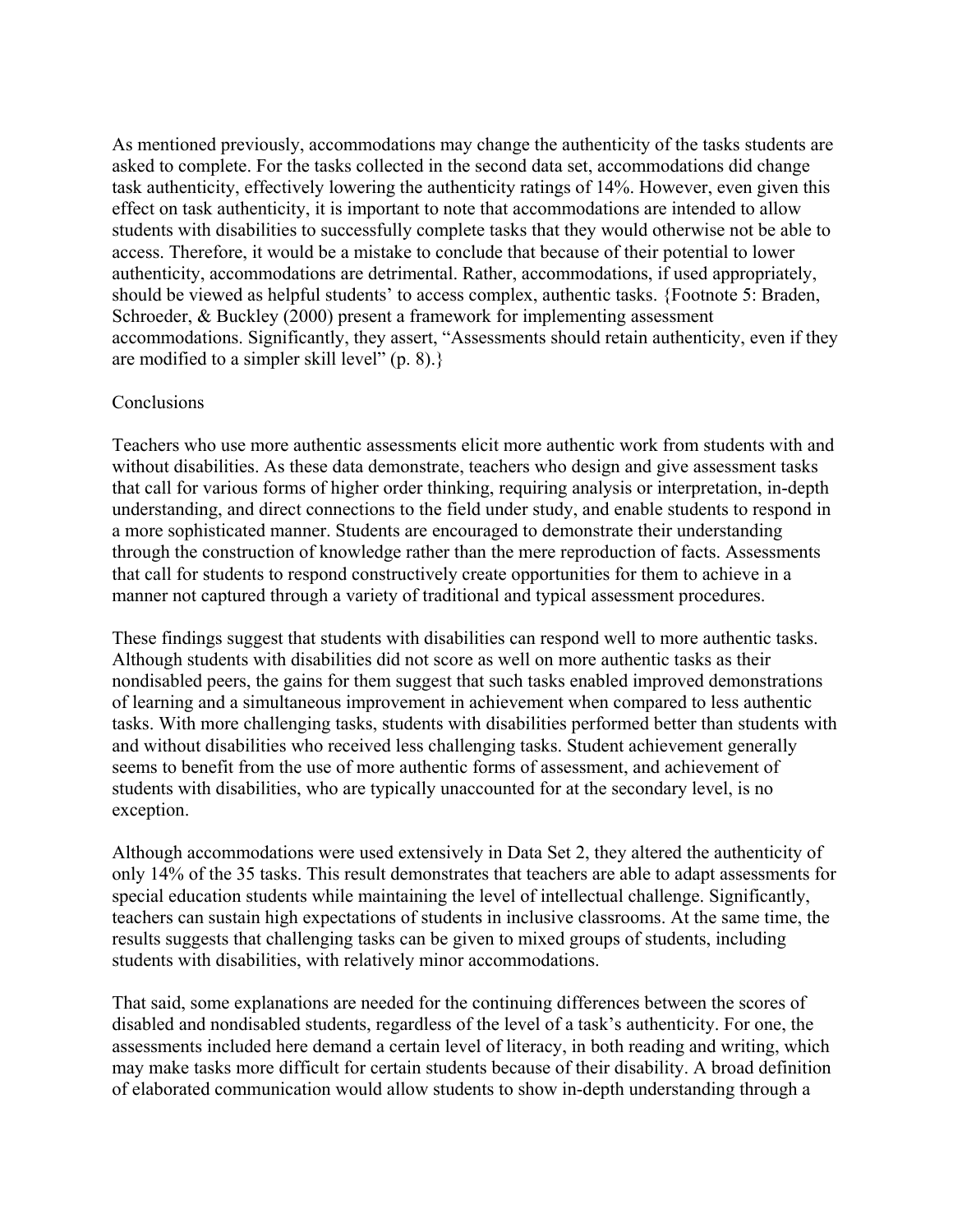As mentioned previously, accommodations may change the authenticity of the tasks students are asked to complete. For the tasks collected in the second data set, accommodations did change task authenticity, effectively lowering the authenticity ratings of 14%. However, even given this effect on task authenticity, it is important to note that accommodations are intended to allow students with disabilities to successfully complete tasks that they would otherwise not be able to access. Therefore, it would be a mistake to conclude that because of their potential to lower authenticity, accommodations are detrimental. Rather, accommodations, if used appropriately, should be viewed as helpful students' to access complex, authentic tasks. {Footnote 5: Braden, Schroeder, & Buckley (2000) present a framework for implementing assessment accommodations. Significantly, they assert, "Assessments should retain authenticity, even if they are modified to a simpler skill level" (p. 8).}

## Conclusions

Teachers who use more authentic assessments elicit more authentic work from students with and without disabilities. As these data demonstrate, teachers who design and give assessment tasks that call for various forms of higher order thinking, requiring analysis or interpretation, in-depth understanding, and direct connections to the field under study, and enable students to respond in a more sophisticated manner. Students are encouraged to demonstrate their understanding through the construction of knowledge rather than the mere reproduction of facts. Assessments that call for students to respond constructively create opportunities for them to achieve in a manner not captured through a variety of traditional and typical assessment procedures.

These findings suggest that students with disabilities can respond well to more authentic tasks. Although students with disabilities did not score as well on more authentic tasks as their nondisabled peers, the gains for them suggest that such tasks enabled improved demonstrations of learning and a simultaneous improvement in achievement when compared to less authentic tasks. With more challenging tasks, students with disabilities performed better than students with and without disabilities who received less challenging tasks. Student achievement generally seems to benefit from the use of more authentic forms of assessment, and achievement of students with disabilities, who are typically unaccounted for at the secondary level, is no exception.

Although accommodations were used extensively in Data Set 2, they altered the authenticity of only 14% of the 35 tasks. This result demonstrates that teachers are able to adapt assessments for special education students while maintaining the level of intellectual challenge. Significantly, teachers can sustain high expectations of students in inclusive classrooms. At the same time, the results suggests that challenging tasks can be given to mixed groups of students, including students with disabilities, with relatively minor accommodations.

That said, some explanations are needed for the continuing differences between the scores of disabled and nondisabled students, regardless of the level of a task's authenticity. For one, the assessments included here demand a certain level of literacy, in both reading and writing, which may make tasks more difficult for certain students because of their disability. A broad definition of elaborated communication would allow students to show in-depth understanding through a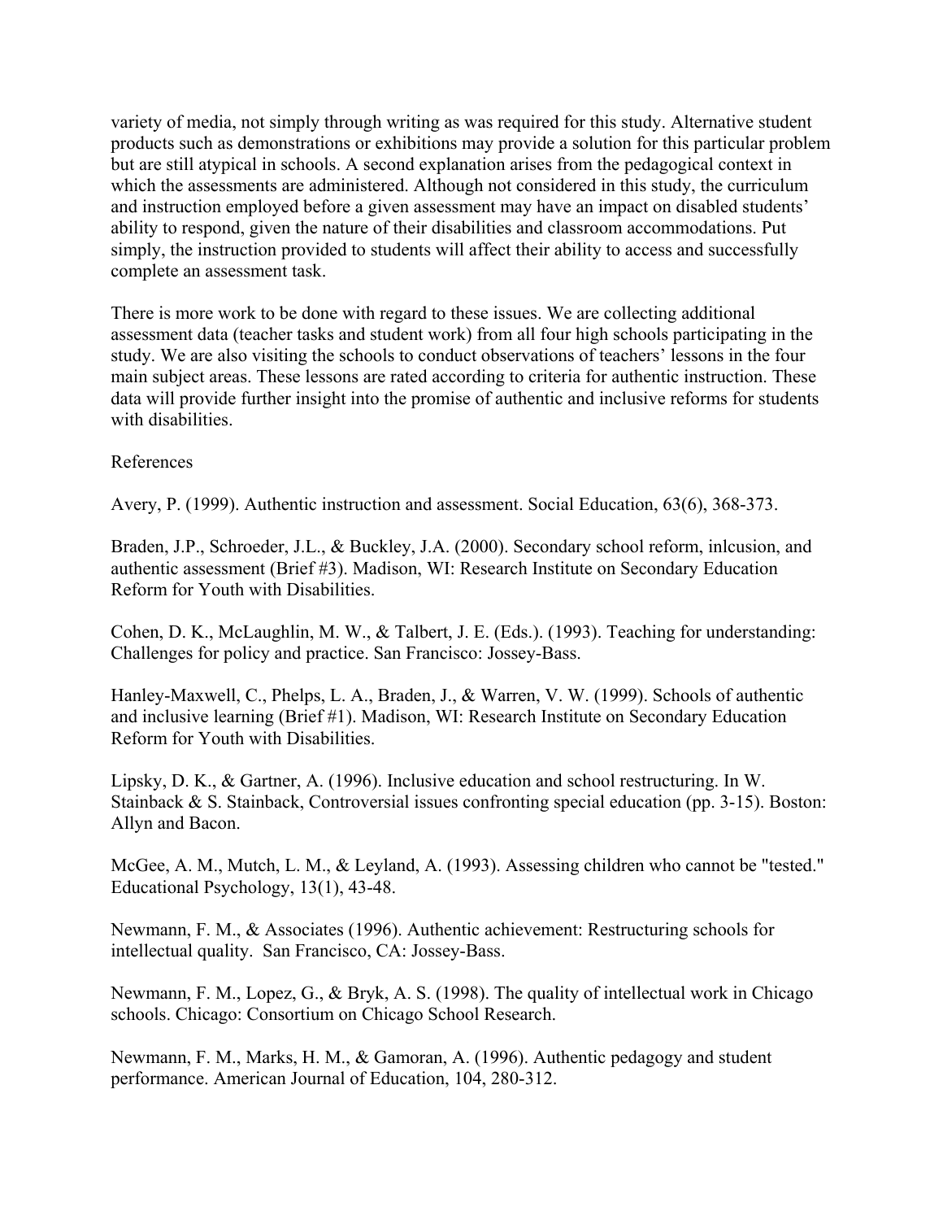variety of media, not simply through writing as was required for this study. Alternative student products such as demonstrations or exhibitions may provide a solution for this particular problem but are still atypical in schools. A second explanation arises from the pedagogical context in which the assessments are administered. Although not considered in this study, the curriculum and instruction employed before a given assessment may have an impact on disabled students' ability to respond, given the nature of their disabilities and classroom accommodations. Put simply, the instruction provided to students will affect their ability to access and successfully complete an assessment task.

There is more work to be done with regard to these issues. We are collecting additional assessment data (teacher tasks and student work) from all four high schools participating in the study. We are also visiting the schools to conduct observations of teachers' lessons in the four main subject areas. These lessons are rated according to criteria for authentic instruction. These data will provide further insight into the promise of authentic and inclusive reforms for students with disabilities.

References

Avery, P. (1999). Authentic instruction and assessment. Social Education, 63(6), 368-373.

Braden, J.P., Schroeder, J.L., & Buckley, J.A. (2000). Secondary school reform, inlcusion, and authentic assessment (Brief #3). Madison, WI: Research Institute on Secondary Education Reform for Youth with Disabilities.

Cohen, D. K., McLaughlin, M. W., & Talbert, J. E. (Eds.). (1993). Teaching for understanding: Challenges for policy and practice. San Francisco: Jossey-Bass.

Hanley-Maxwell, C., Phelps, L. A., Braden, J., & Warren, V. W. (1999). Schools of authentic and inclusive learning (Brief #1). Madison, WI: Research Institute on Secondary Education Reform for Youth with Disabilities.

Lipsky, D. K., & Gartner, A. (1996). Inclusive education and school restructuring. In W. Stainback & S. Stainback, Controversial issues confronting special education (pp. 3-15). Boston: Allyn and Bacon.

McGee, A. M., Mutch, L. M., & Leyland, A. (1993). Assessing children who cannot be "tested." Educational Psychology, 13(1), 43-48.

Newmann, F. M., & Associates (1996). Authentic achievement: Restructuring schools for intellectual quality. San Francisco, CA: Jossey-Bass.

Newmann, F. M., Lopez, G., & Bryk, A. S. (1998). The quality of intellectual work in Chicago schools. Chicago: Consortium on Chicago School Research.

Newmann, F. M., Marks, H. M., & Gamoran, A. (1996). Authentic pedagogy and student performance. American Journal of Education, 104, 280-312.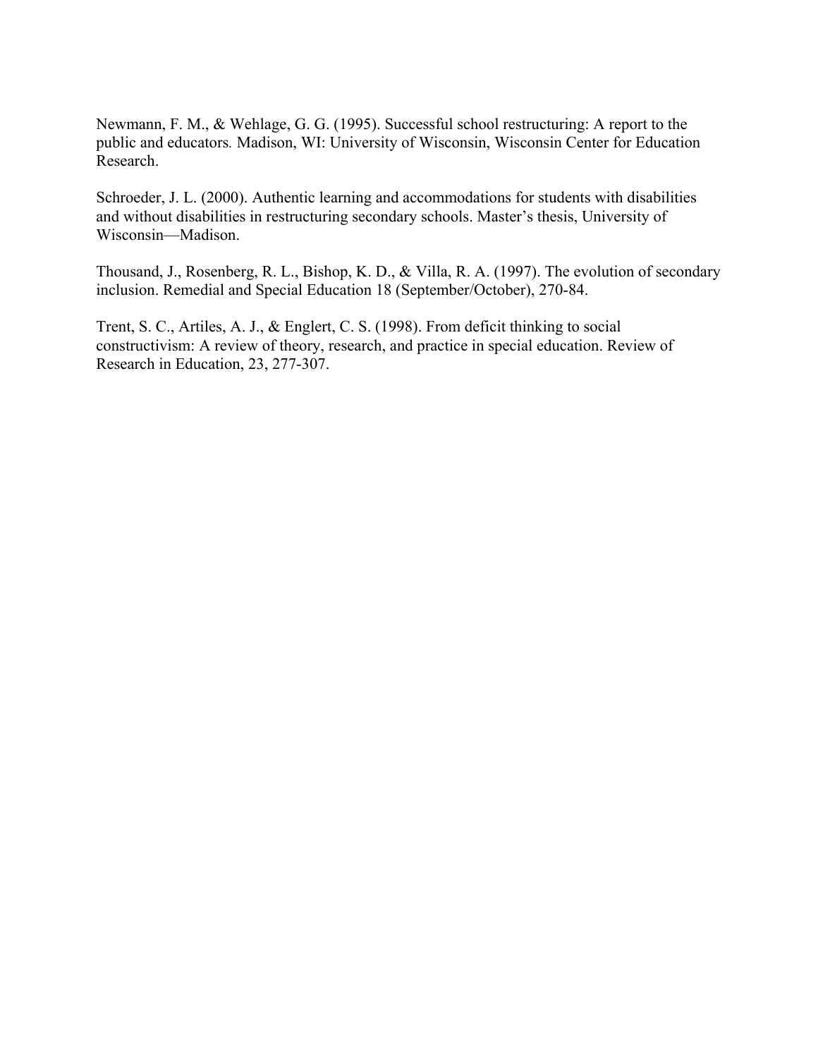Newmann, F. M., & Wehlage, G. G. (1995). Successful school restructuring: A report to the public and educators*.* Madison, WI: University of Wisconsin, Wisconsin Center for Education Research.

Schroeder, J. L. (2000). Authentic learning and accommodations for students with disabilities and without disabilities in restructuring secondary schools. Master's thesis, University of Wisconsin—Madison.

Thousand, J., Rosenberg, R. L., Bishop, K. D., & Villa, R. A. (1997). The evolution of secondary inclusion. Remedial and Special Education 18 (September/October), 270-84.

Trent, S. C., Artiles, A. J., & Englert, C. S. (1998). From deficit thinking to social constructivism: A review of theory, research, and practice in special education. Review of Research in Education, 23, 277-307.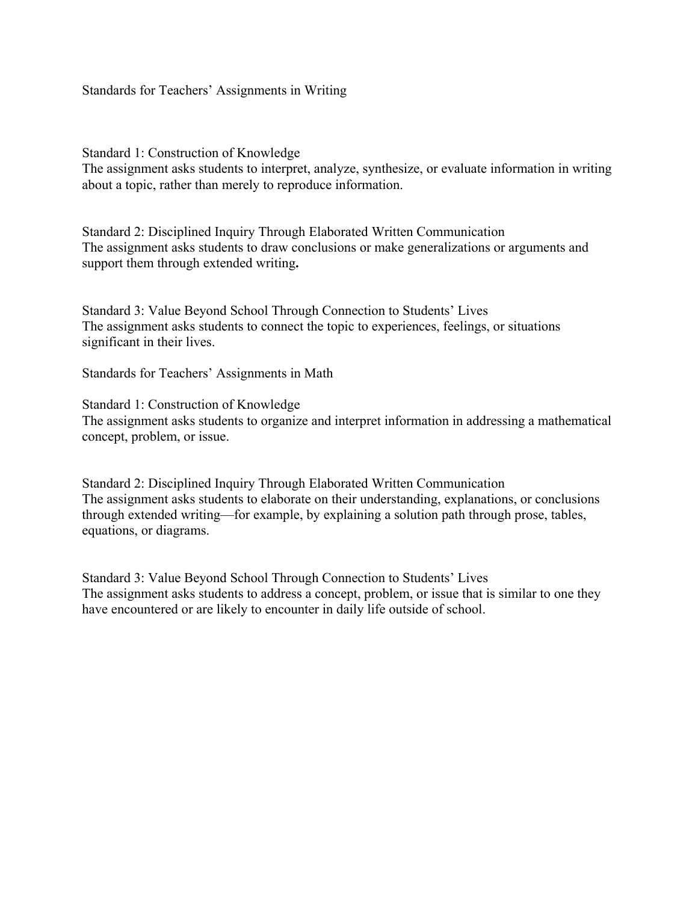## Standards for Teachers' Assignments in Writing

### Standard 1: Construction of Knowledge

The assignment asks students to interpret, analyze, synthesize, or evaluate information in writing about a topic, rather than merely to reproduce information.

### Standard 2: Disciplined Inquiry Through Elaborated Written Communication

The assignment asks students to draw conclusions or make generalizations or arguments and support them through extended writing**.**

### Standard 3: Value Beyond School Through Connection to Students' Lives

The assignment asks students to connect the topic to experiences, feelings, or situations significant in their lives.

## Standards for Teachers' Assignments in Math

### Standard 1: Construction of Knowledge

The assignment asks students to organize and interpret information in addressing a mathematical concept, problem, or issue.

### Standard 2: Disciplined Inquiry Through Elaborated Written Communication

The assignment asks students to elaborate on their understanding, explanations, or conclusions through extended writing—for example, by explaining a solution path through prose, tables, equations, or diagrams.

### Standard 3: Value Beyond School Through Connection to Students' Lives

The assignment asks students to address a concept, problem, or issue that is similar to one they have encountered or are likely to encounter in daily life outside of school.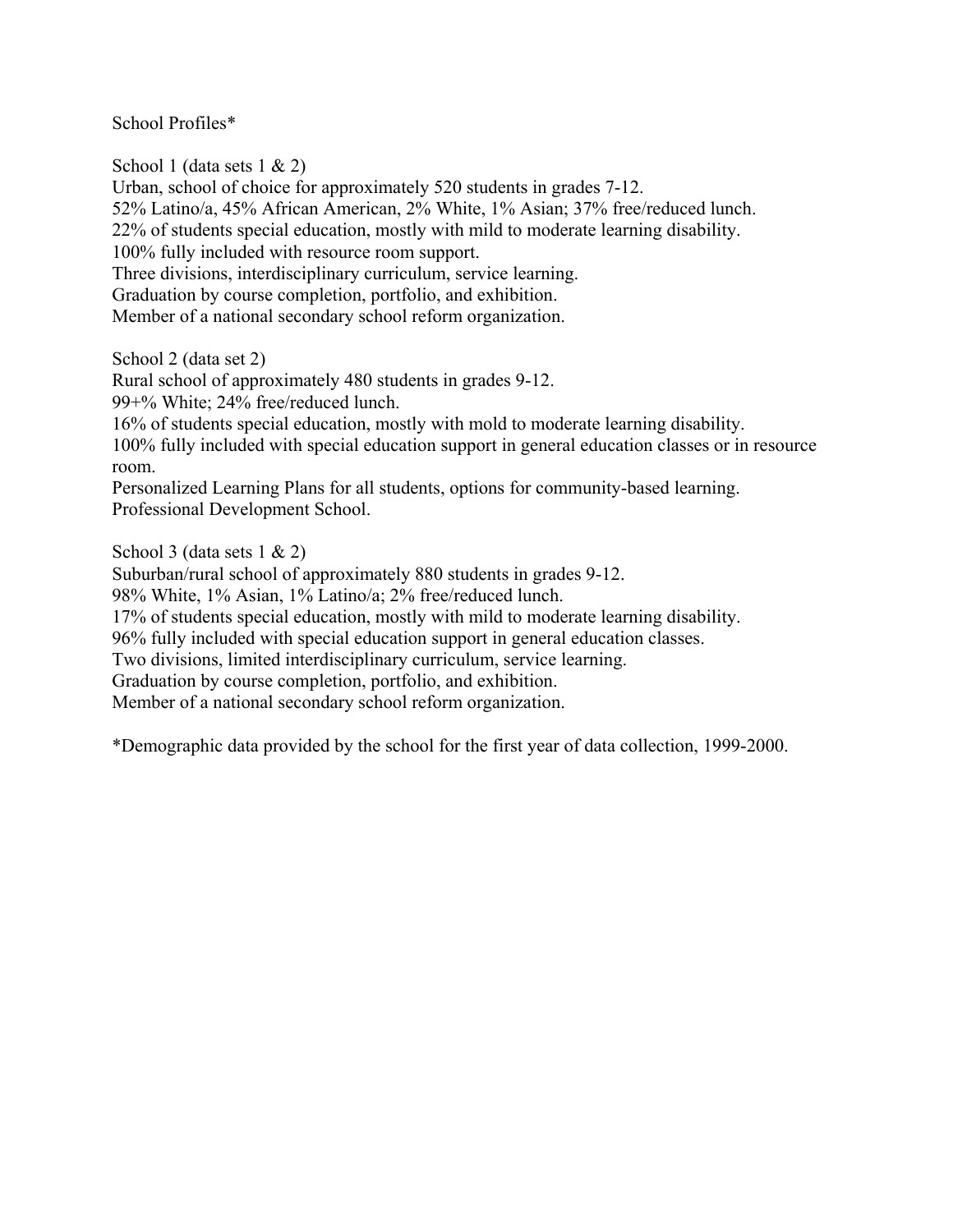School Profiles*

School 1 (data sets 1 & 2)
Urban, school of choice for approximately 520 students in grades 7-12.
52% Latino/a, 45% African American, 2% White, 1% Asian; 37% free/reduced lunch.
22% of students special education, mostly with mild to moderate learning disability.
100% fully included with resource room support.
Three divisions, interdisciplinary curriculum, service learning.
Graduation by course completion, portfolio, and exhibition.
Member of a national secondary school reform organization.

School 2 (data set 2)
Rural school of approximately 480 students in grades 9-12.
99+% White; 24% free/reduced lunch.
16% of students special education, mostly with mold to moderate learning disability.
100% fully included with special education support in general education classes or in resource room.
Personalized Learning Plans for all students, options for community-based learning.
Professional Development School.

School 3 (data sets 1 & 2)
Suburban/rural school of approximately 880 students in grades 9-12.
98% White, 1% Asian, 1% Latino/a; 2% free/reduced lunch.
17% of students special education, mostly with mild to moderate learning disability.
96% fully included with special education support in general education classes.
Two divisions, limited interdisciplinary curriculum, service learning.
Graduation by course completion, portfolio, and exhibition.
Member of a national secondary school reform organization.

*Demographic data provided by the school for the first year of data collection, 1999-2000.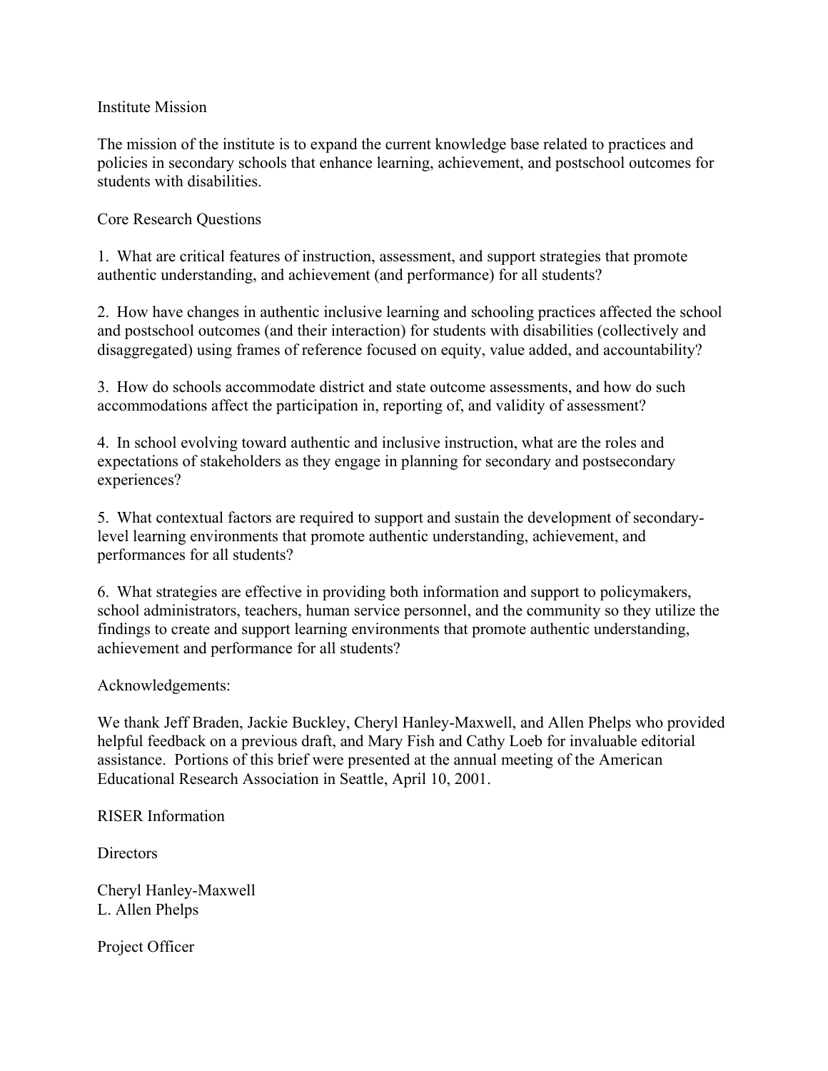## Institute Mission

The mission of the institute is to expand the current knowledge base related to practices and policies in secondary schools that enhance learning, achievement, and postschool outcomes for students with disabilities.

## Core Research Questions

1. What are critical features of instruction, assessment, and support strategies that promote authentic understanding, and achievement (and performance) for all students?

2. How have changes in authentic inclusive learning and schooling practices affected the school and postschool outcomes (and their interaction) for students with disabilities (collectively and disaggregated) using frames of reference focused on equity, value added, and accountability?

3. How do schools accommodate district and state outcome assessments, and how do such accommodations affect the participation in, reporting of, and validity of assessment?

4. In school evolving toward authentic and inclusive instruction, what are the roles and expectations of stakeholders as they engage in planning for secondary and postsecondary experiences?

5. What contextual factors are required to support and sustain the development of secondary-level learning environments that promote authentic understanding, achievement, and performances for all students?

6. What strategies are effective in providing both information and support to policymakers, school administrators, teachers, human service personnel, and the community so they utilize the findings to create and support learning environments that promote authentic understanding, achievement and performance for all students?

## Acknowledgements:

We thank Jeff Braden, Jackie Buckley, Cheryl Hanley-Maxwell, and Allen Phelps who provided helpful feedback on a previous draft, and Mary Fish and Cathy Loeb for invaluable editorial assistance. Portions of this brief were presented at the annual meeting of the American Educational Research Association in Seattle, April 10, 2001.

## RISER Information

### Directors

Cheryl Hanley-Maxwell
L. Allen Phelps

### Project Officer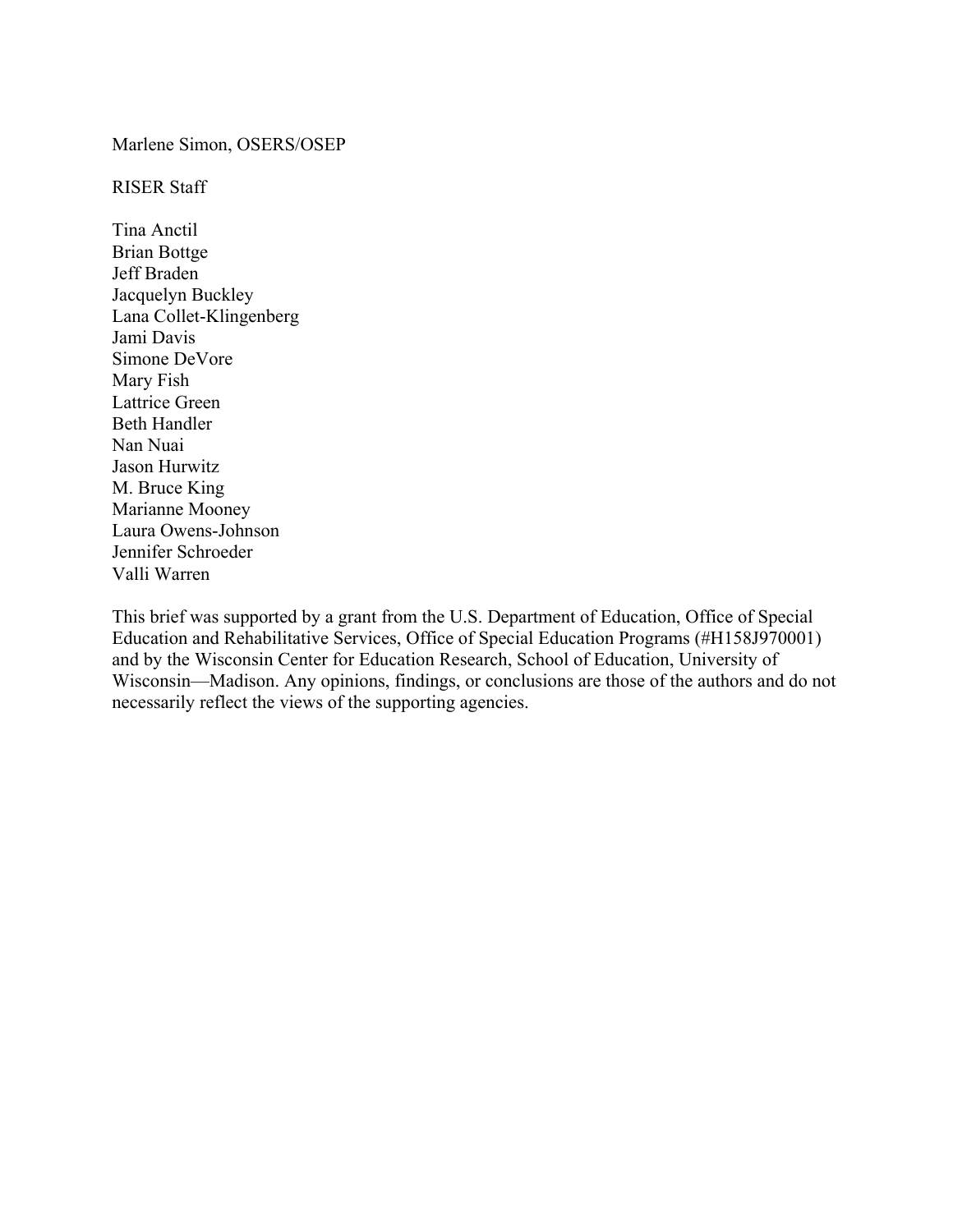Marlene Simon, OSERS/OSEP

RISER Staff

Tina Anctil
Brian Bottge
Jeff Braden
Jacquelyn Buckley
Lana Collet-Klingenberg
Jami Davis
Simone DeVore
Mary Fish
Lattrice Green
Beth Handler
Nan Nuai
Jason Hurwitz
M. Bruce King
Marianne Mooney
Laura Owens-Johnson
Jennifer Schroeder
Valli Warren

This brief was supported by a grant from the U.S. Department of Education, Office of Special Education and Rehabilitative Services, Office of Special Education Programs (#H158J970001) and by the Wisconsin Center for Education Research, School of Education, University of Wisconsin—Madison. Any opinions, findings, or conclusions are those of the authors and do not necessarily reflect the views of the supporting agencies.